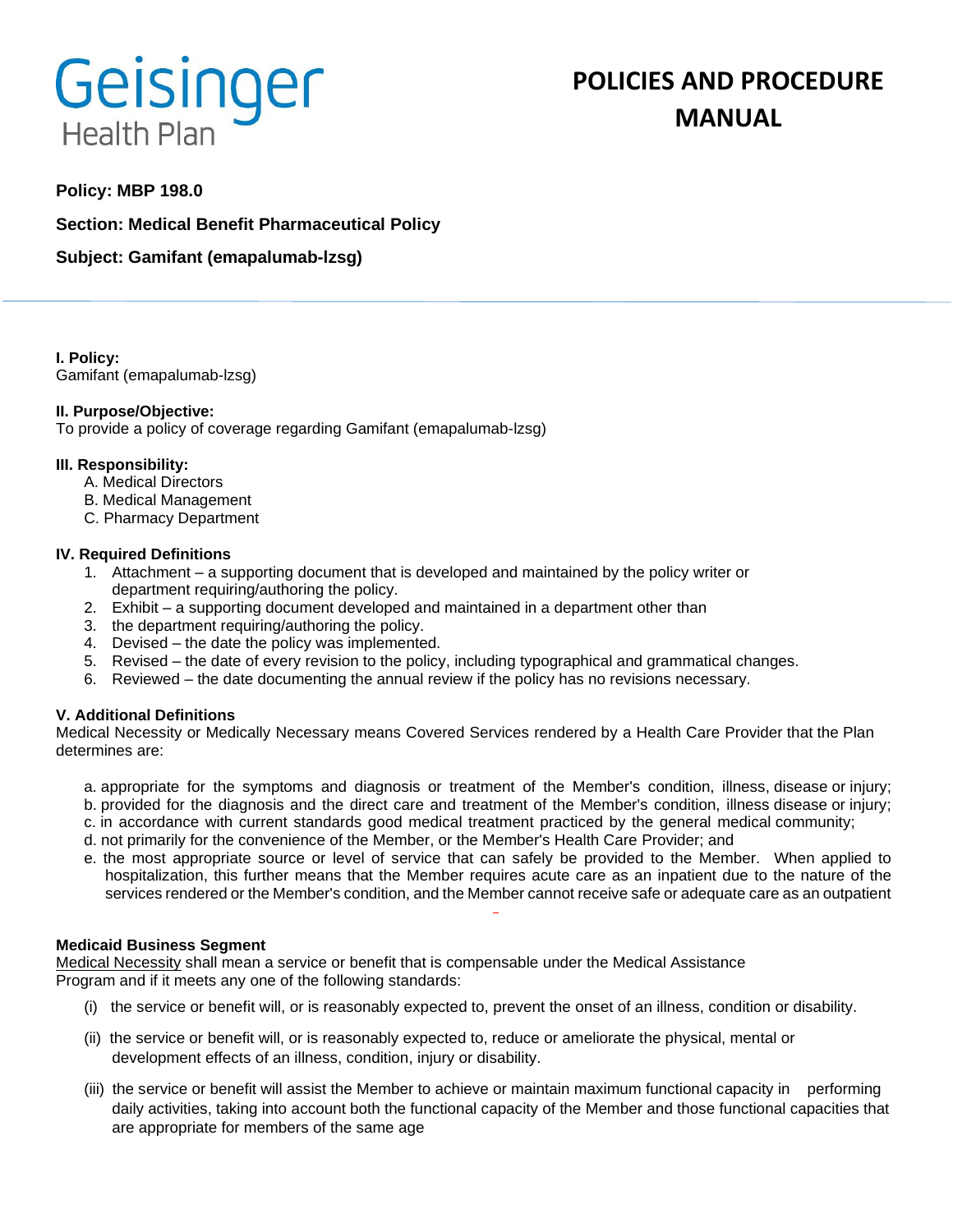Geisinger Health Plan

# POLICIES AND PROCEDURE MANUAL

**Policy: MBP 198.0**

**Section: Medical Benefit Pharmaceutical Policy**

**Subject: Gamifant (emapalumab-lzsg)**

---

**I. Policy:**
Gamifant (emapalumab-lzsg)

**II. Purpose/Objective:**
To provide a policy of coverage regarding Gamifant (emapalumab-lzsg)

**III. Responsibility:**

A. Medical Directors
B. Medical Management
C. Pharmacy Department

**IV. Required Definitions**

1. Attachment – a supporting document that is developed and maintained by the policy writer or department requiring/authoring the policy.
2. Exhibit – a supporting document developed and maintained in a department other than
3. the department requiring/authoring the policy.
4. Devised – the date the policy was implemented.
5. Revised – the date of every revision to the policy, including typographical and grammatical changes.
6. Reviewed – the date documenting the annual review if the policy has no revisions necessary.

**V. Additional Definitions**
Medical Necessity or Medically Necessary means Covered Services rendered by a Health Care Provider that the Plan determines are:

a. appropriate for the symptoms and diagnosis or treatment of the Member's condition, illness, disease or injury;
b. provided for the diagnosis and the direct care and treatment of the Member's condition, illness disease or injury;
c. in accordance with current standards good medical treatment practiced by the general medical community;
d. not primarily for the convenience of the Member, or the Member's Health Care Provider; and
e. the most appropriate source or level of service that can safely be provided to the Member. When applied to hospitalization, this further means that the Member requires acute care as an inpatient due to the nature of the services rendered or the Member's condition, and the Member cannot receive safe or adequate care as an outpatient

**Medicaid Business Segment**
Medical Necessity shall mean a service or benefit that is compensable under the Medical Assistance Program and if it meets any one of the following standards:

(i) the service or benefit will, or is reasonably expected to, prevent the onset of an illness, condition or disability.

(ii) the service or benefit will, or is reasonably expected to, reduce or ameliorate the physical, mental or development effects of an illness, condition, injury or disability.

(iii) the service or benefit will assist the Member to achieve or maintain maximum functional capacity in performing daily activities, taking into account both the functional capacity of the Member and those functional capacities that are appropriate for members of the same age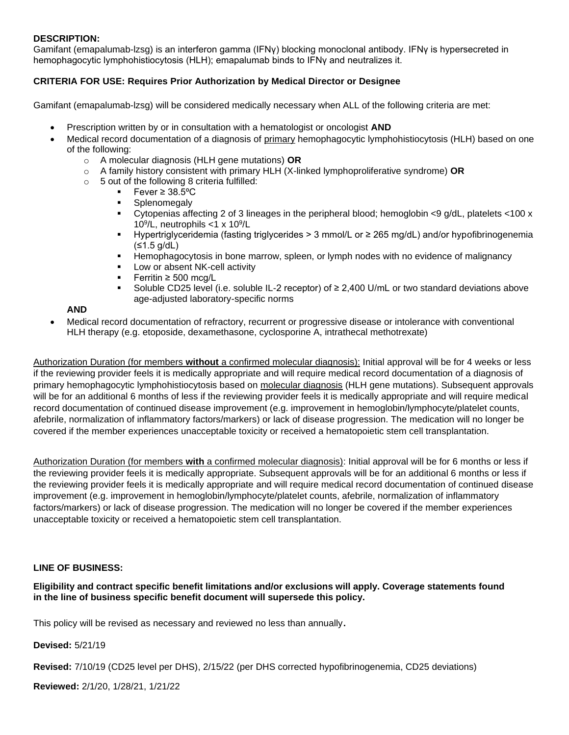**DESCRIPTION:**
Gamifant (emapalumab-lzsg) is an interferon gamma (IFNγ) blocking monoclonal antibody. IFNγ is hypersecreted in hemophagocytic lymphohistiocytosis (HLH); emapalumab binds to IFNγ and neutralizes it.

**CRITERIA FOR USE: Requires Prior Authorization by Medical Director or Designee**

Gamifant (emapalumab-lzsg) will be considered medically necessary when ALL of the following criteria are met:

- Prescription written by or in consultation with a hematologist or oncologist **AND**
- Medical record documentation of a diagnosis of primary hemophagocytic lymphohistiocytosis (HLH) based on one of the following:
  - A molecular diagnosis (HLH gene mutations) **OR**
  - A family history consistent with primary HLH (X-linked lymphoproliferative syndrome) **OR**
  - 5 out of the following 8 criteria fulfilled:
    - Fever ≥ 38.5ºC
    - Splenomegaly
    - Cytopenias affecting 2 of 3 lineages in the peripheral blood; hemoglobin <9 g/dL, platelets <100 x $10^9$/L, neutrophils <1 x $10^9$/L
    - Hypertriglyceridemia (fasting triglycerides > 3 mmol/L or ≥ 265 mg/dL) and/or hypofibrinogenemia (≤1.5 g/dL)
    - Hemophagocytosis in bone marrow, spleen, or lymph nodes with no evidence of malignancy
    - Low or absent NK-cell activity
    - Ferritin ≥ 500 mcg/L
    - Soluble CD25 level (i.e. soluble IL-2 receptor) of ≥ 2,400 U/mL or two standard deviations above age-adjusted laboratory-specific norms

  **AND**
- Medical record documentation of refractory, recurrent or progressive disease or intolerance with conventional HLH therapy (e.g. etoposide, dexamethasone, cyclosporine A, intrathecal methotrexate)

Authorization Duration (for members **without** a confirmed molecular diagnosis): Initial approval will be for 4 weeks or less if the reviewing provider feels it is medically appropriate and will require medical record documentation of a diagnosis of primary hemophagocytic lymphohistiocytosis based on molecular diagnosis (HLH gene mutations). Subsequent approvals will be for an additional 6 months of less if the reviewing provider feels it is medically appropriate and will require medical record documentation of continued disease improvement (e.g. improvement in hemoglobin/lymphocyte/platelet counts, afebrile, normalization of inflammatory factors/markers) or lack of disease progression. The medication will no longer be covered if the member experiences unacceptable toxicity or received a hematopoietic stem cell transplantation.

Authorization Duration (for members **with** a confirmed molecular diagnosis): Initial approval will be for 6 months or less if the reviewing provider feels it is medically appropriate. Subsequent approvals will be for an additional 6 months or less if the reviewing provider feels it is medically appropriate and will require medical record documentation of continued disease improvement (e.g. improvement in hemoglobin/lymphocyte/platelet counts, afebrile, normalization of inflammatory factors/markers) or lack of disease progression. The medication will no longer be covered if the member experiences unacceptable toxicity or received a hematopoietic stem cell transplantation.

**LINE OF BUSINESS:**

**Eligibility and contract specific benefit limitations and/or exclusions will apply. Coverage statements found in the line of business specific benefit document will supersede this policy.**

This policy will be revised as necessary and reviewed no less than annually.

**Devised:** 5/21/19

**Revised:** 7/10/19 (CD25 level per DHS), 2/15/22 (per DHS corrected hypofibrinogenemia, CD25 deviations)

**Reviewed:** 2/1/20, 1/28/21, 1/21/22